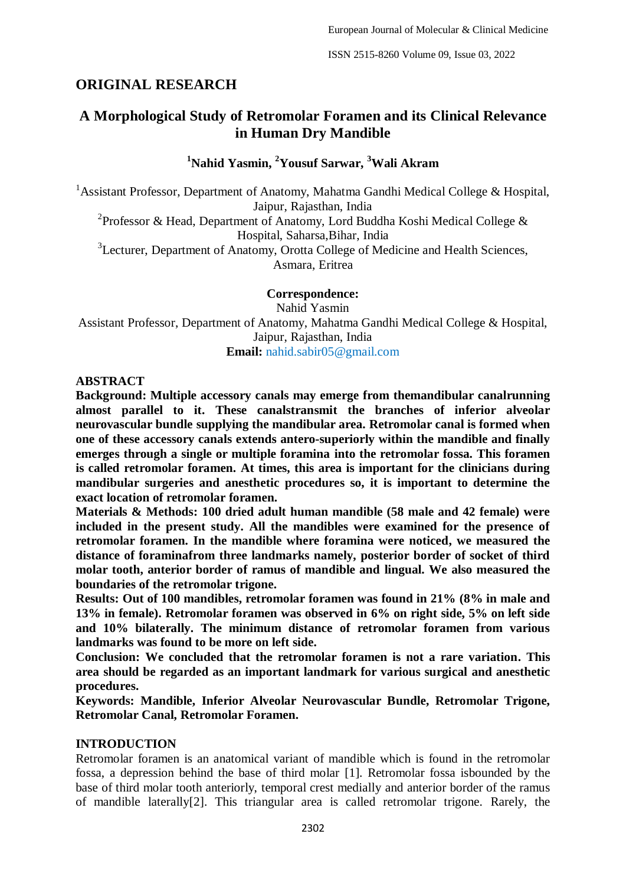## ORIGINAL RESEARCH

# A Morphological Study of Retromolar Foramen and its Clinical Relevance in Human Dry Mandible

**[1]Nahid Yasmin, [2]Yousuf Sarwar, [3]Wali Akram**

[1]Assistant Professor, Department of Anatomy, Mahatma Gandhi Medical College & Hospital, Jaipur, Rajasthan, India

[2]Professor & Head, Department of Anatomy, Lord Buddha Koshi Medical College & Hospital, Saharsa,Bihar, India

[3]Lecturer, Department of Anatomy, Orotta College of Medicine and Health Sciences, Asmara, Eritrea

**Correspondence:**

Nahid Yasmin

Assistant Professor, Department of Anatomy, Mahatma Gandhi Medical College & Hospital, Jaipur, Rajasthan, India

**Email:** nahid.sabir05@gmail.com

## ABSTRACT

**Background: Multiple accessory canals may emerge from themandibular canalrunning almost parallel to it. These canalstransmit the branches of inferior alveolar neurovascular bundle supplying the mandibular area. Retromolar canal is formed when one of these accessory canals extends antero-superiorly within the mandible and finally emerges through a single or multiple foramina into the retromolar fossa. This foramen is called retromolar foramen. At times, this area is important for the clinicians during mandibular surgeries and anesthetic procedures so, it is important to determine the exact location of retromolar foramen.**

**Materials & Methods: 100 dried adult human mandible (58 male and 42 female) were included in the present study. All the mandibles were examined for the presence of retromolar foramen. In the mandible where foramina were noticed, we measured the distance of foraminafrom three landmarks namely, posterior border of socket of third molar tooth, anterior border of ramus of mandible and lingual. We also measured the boundaries of the retromolar trigone.**

**Results: Out of 100 mandibles, retromolar foramen was found in 21% (8% in male and 13% in female). Retromolar foramen was observed in 6% on right side, 5% on left side and 10% bilaterally. The minimum distance of retromolar foramen from various landmarks was found to be more on left side.**

**Conclusion: We concluded that the retromolar foramen is not a rare variation. This area should be regarded as an important landmark for various surgical and anesthetic procedures.**

**Keywords: Mandible, Inferior Alveolar Neurovascular Bundle, Retromolar Trigone, Retromolar Canal, Retromolar Foramen.**

## INTRODUCTION

Retromolar foramen is an anatomical variant of mandible which is found in the retromolar fossa, a depression behind the base of third molar [1]. Retromolar fossa isbounded by the base of third molar tooth anteriorly, temporal crest medially and anterior border of the ramus of mandible laterally[2]. This triangular area is called retromolar trigone. Rarely, the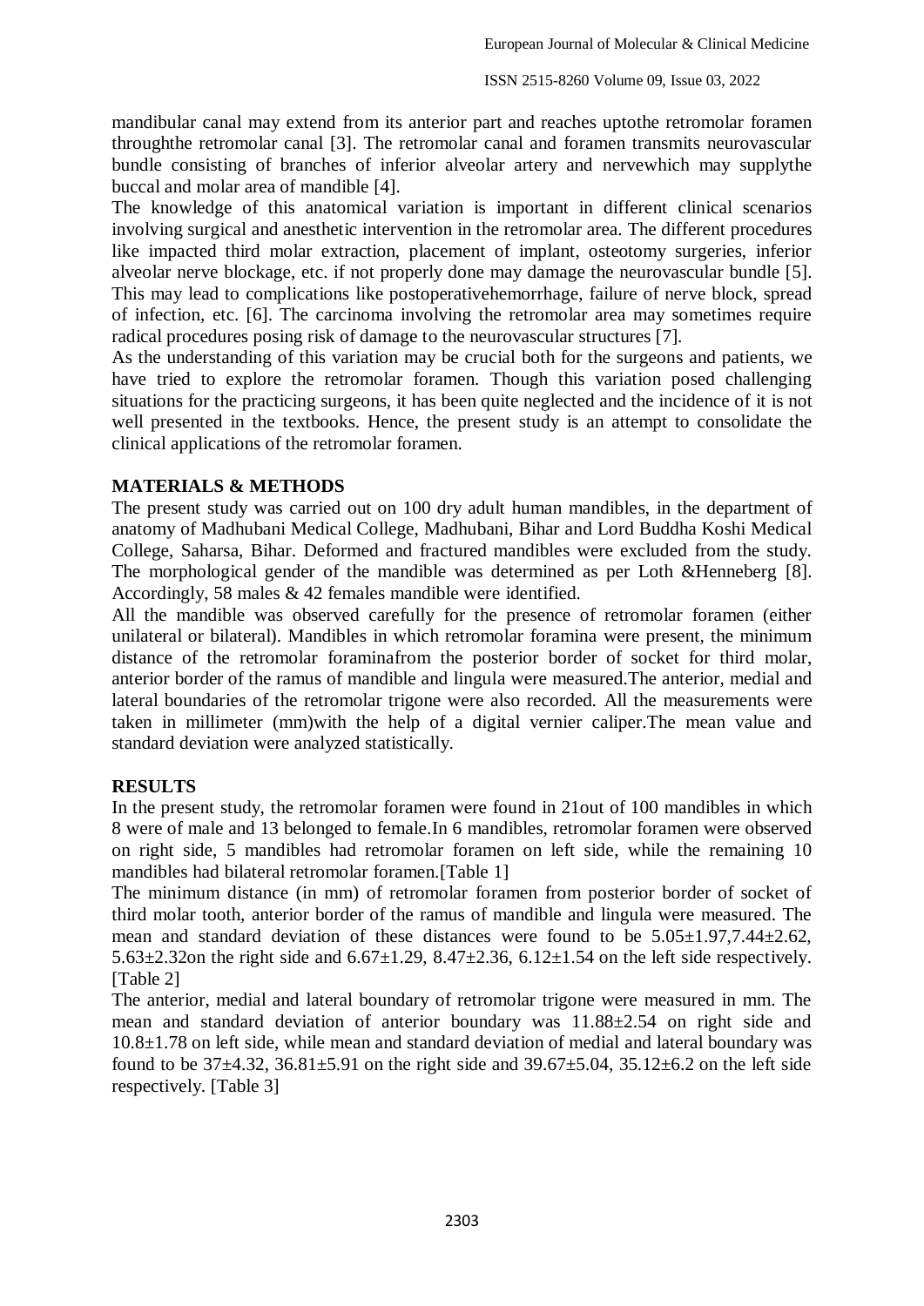mandibular canal may extend from its anterior part and reaches uptothe retromolar foramen throughthe retromolar canal [3]. The retromolar canal and foramen transmits neurovascular bundle consisting of branches of inferior alveolar artery and nervewhich may supplythe buccal and molar area of mandible [4].

The knowledge of this anatomical variation is important in different clinical scenarios involving surgical and anesthetic intervention in the retromolar area. The different procedures like impacted third molar extraction, placement of implant, osteotomy surgeries, inferior alveolar nerve blockage, etc. if not properly done may damage the neurovascular bundle [5]. This may lead to complications like postoperativehemorrhage, failure of nerve block, spread of infection, etc. [6]. The carcinoma involving the retromolar area may sometimes require radical procedures posing risk of damage to the neurovascular structures [7].

As the understanding of this variation may be crucial both for the surgeons and patients, we have tried to explore the retromolar foramen. Though this variation posed challenging situations for the practicing surgeons, it has been quite neglected and the incidence of it is not well presented in the textbooks. Hence, the present study is an attempt to consolidate the clinical applications of the retromolar foramen.

## MATERIALS & METHODS

The present study was carried out on 100 dry adult human mandibles, in the department of anatomy of Madhubani Medical College, Madhubani, Bihar and Lord Buddha Koshi Medical College, Saharsa, Bihar. Deformed and fractured mandibles were excluded from the study. The morphological gender of the mandible was determined as per Loth &Henneberg [8]. Accordingly, 58 males & 42 females mandible were identified.

All the mandible was observed carefully for the presence of retromolar foramen (either unilateral or bilateral). Mandibles in which retromolar foramina were present, the minimum distance of the retromolar foraminafrom the posterior border of socket for third molar, anterior border of the ramus of mandible and lingula were measured.The anterior, medial and lateral boundaries of the retromolar trigone were also recorded. All the measurements were taken in millimeter (mm)with the help of a digital vernier caliper.The mean value and standard deviation were analyzed statistically.

## RESULTS

In the present study, the retromolar foramen were found in 21out of 100 mandibles in which 8 were of male and 13 belonged to female.In 6 mandibles, retromolar foramen were observed on right side, 5 mandibles had retromolar foramen on left side, while the remaining 10 mandibles had bilateral retromolar foramen.[Table 1]

The minimum distance (in mm) of retromolar foramen from posterior border of socket of third molar tooth, anterior border of the ramus of mandible and lingula were measured. The mean and standard deviation of these distances were found to be 5.05±1.97,7.44±2.62, 5.63±2.32on the right side and 6.67±1.29, 8.47±2.36, 6.12±1.54 on the left side respectively. [Table 2]

The anterior, medial and lateral boundary of retromolar trigone were measured in mm. The mean and standard deviation of anterior boundary was 11.88±2.54 on right side and 10.8±1.78 on left side, while mean and standard deviation of medial and lateral boundary was found to be 37±4.32, 36.81±5.91 on the right side and 39.67±5.04, 35.12±6.2 on the left side respectively. [Table 3]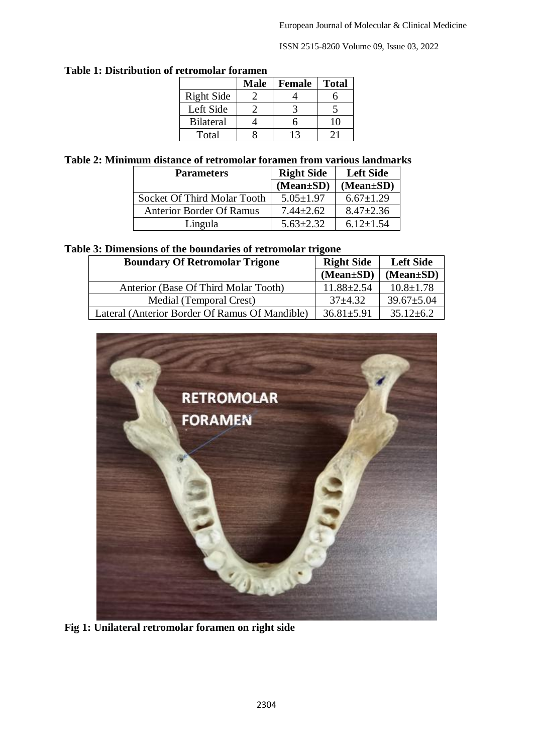**Table 1: Distribution of retromolar foramen**

| | Male | Female | Total |
|---|---|---|---|
| Right Side | 2 | 4 | 6 |
| Left Side | 2 | 3 | 5 |
| Bilateral | 4 | 6 | 10 |
| Total | 8 | 13 | 21 |

**Table 2: Minimum distance of retromolar foramen from various landmarks**

| Parameters | Right Side (Mean±SD) | Left Side (Mean±SD) |
|---|---|---|
| Socket Of Third Molar Tooth | 5.05±1.97 | 6.67±1.29 |
| Anterior Border Of Ramus | 7.44±2.62 | 8.47±2.36 |
| Lingula | 5.63±2.32 | 6.12±1.54 |

**Table 3: Dimensions of the boundaries of retromolar trigone**

| Boundary Of Retromolar Trigone | Right Side (Mean±SD) | Left Side (Mean±SD) |
|---|---|---|
| Anterior (Base Of Third Molar Tooth) | 11.88±2.54 | 10.8±1.78 |
| Medial (Temporal Crest) | 37±4.32 | 39.67±5.04 |
| Lateral (Anterior Border Of Ramus Of Mandible) | 36.81±5.91 | 35.12±6.2 |

**Fig 1: Unilateral retromolar foramen on right side**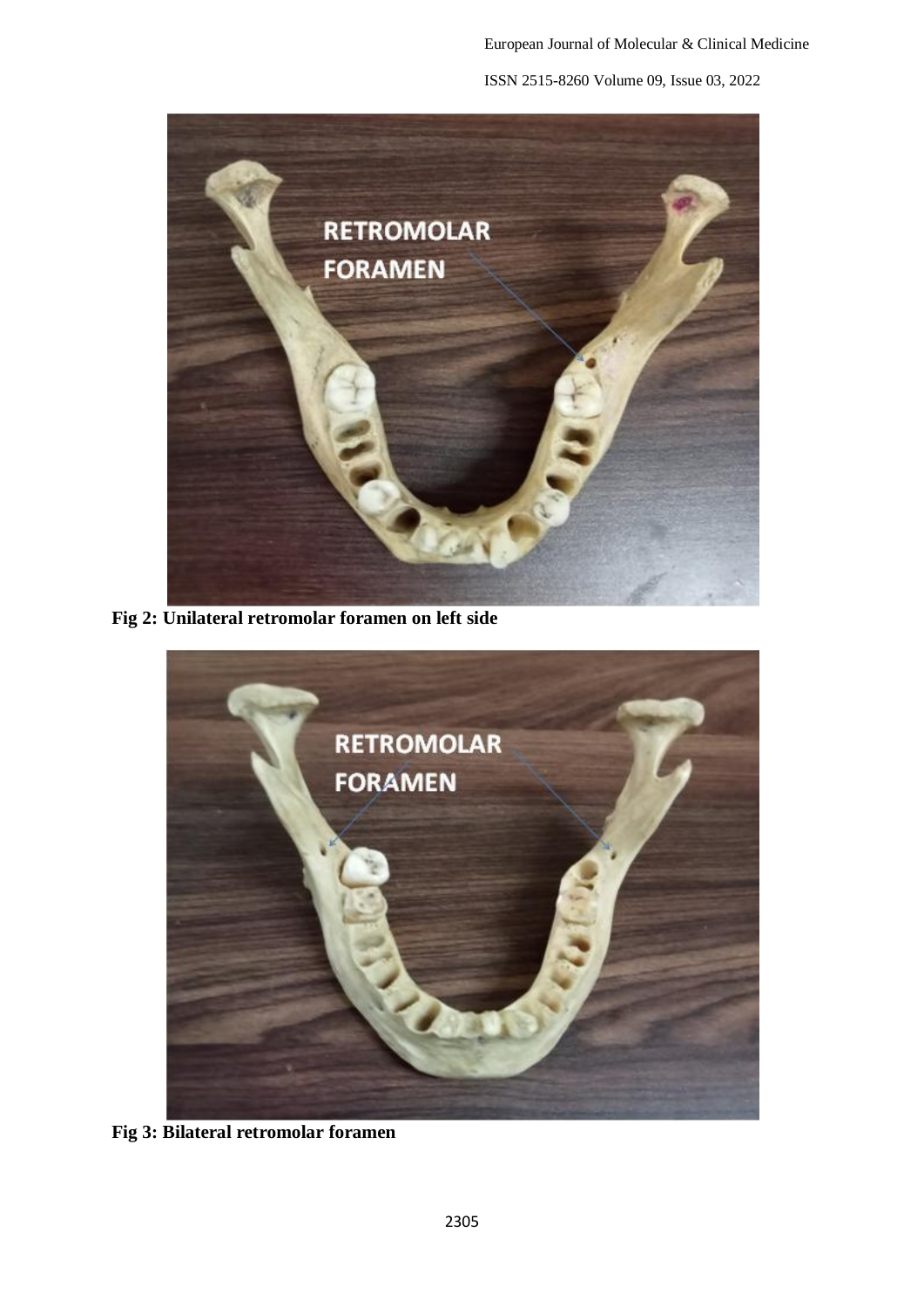**Fig 2: Unilateral retromolar foramen on left side**

**Fig 3: Bilateral retromolar foramen**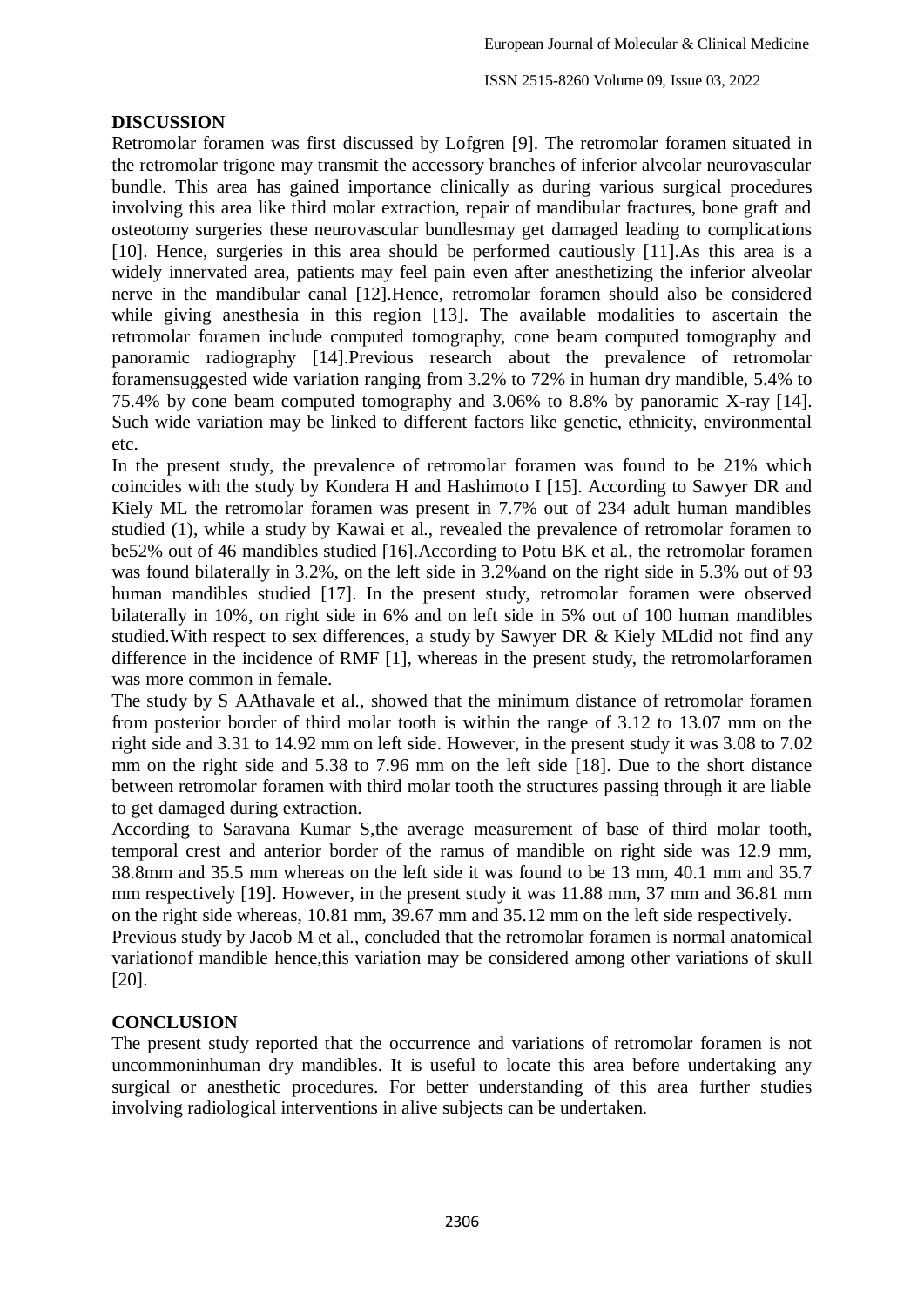## DISCUSSION

Retromolar foramen was first discussed by Lofgren [9]. The retromolar foramen situated in the retromolar trigone may transmit the accessory branches of inferior alveolar neurovascular bundle. This area has gained importance clinically as during various surgical procedures involving this area like third molar extraction, repair of mandibular fractures, bone graft and osteotomy surgeries these neurovascular bundlesmay get damaged leading to complications [10]. Hence, surgeries in this area should be performed cautiously [11].As this area is a widely innervated area, patients may feel pain even after anesthetizing the inferior alveolar nerve in the mandibular canal [12].Hence, retromolar foramen should also be considered while giving anesthesia in this region [13]. The available modalities to ascertain the retromolar foramen include computed tomography, cone beam computed tomography and panoramic radiography [14].Previous research about the prevalence of retromolar foramensuggested wide variation ranging from 3.2% to 72% in human dry mandible, 5.4% to 75.4% by cone beam computed tomography and 3.06% to 8.8% by panoramic X-ray [14]. Such wide variation may be linked to different factors like genetic, ethnicity, environmental etc.

In the present study, the prevalence of retromolar foramen was found to be 21% which coincides with the study by Kondera H and Hashimoto I [15]. According to Sawyer DR and Kiely ML the retromolar foramen was present in 7.7% out of 234 adult human mandibles studied (1), while a study by Kawai et al., revealed the prevalence of retromolar foramen to be52% out of 46 mandibles studied [16].According to Potu BK et al., the retromolar foramen was found bilaterally in 3.2%, on the left side in 3.2%and on the right side in 5.3% out of 93 human mandibles studied [17]. In the present study, retromolar foramen were observed bilaterally in 10%, on right side in 6% and on left side in 5% out of 100 human mandibles studied.With respect to sex differences, a study by Sawyer DR & Kiely MLdid not find any difference in the incidence of RMF [1], whereas in the present study, the retromolarforamen was more common in female.

The study by S AAthavale et al., showed that the minimum distance of retromolar foramen from posterior border of third molar tooth is within the range of 3.12 to 13.07 mm on the right side and 3.31 to 14.92 mm on left side. However, in the present study it was 3.08 to 7.02 mm on the right side and 5.38 to 7.96 mm on the left side [18]. Due to the short distance between retromolar foramen with third molar tooth the structures passing through it are liable to get damaged during extraction.

According to Saravana Kumar S,the average measurement of base of third molar tooth, temporal crest and anterior border of the ramus of mandible on right side was 12.9 mm, 38.8mm and 35.5 mm whereas on the left side it was found to be 13 mm, 40.1 mm and 35.7 mm respectively [19]. However, in the present study it was 11.88 mm, 37 mm and 36.81 mm on the right side whereas, 10.81 mm, 39.67 mm and 35.12 mm on the left side respectively.

Previous study by Jacob M et al., concluded that the retromolar foramen is normal anatomical variationof mandible hence,this variation may be considered among other variations of skull [20].

## CONCLUSION

The present study reported that the occurrence and variations of retromolar foramen is not uncommoninhuman dry mandibles. It is useful to locate this area before undertaking any surgical or anesthetic procedures. For better understanding of this area further studies involving radiological interventions in alive subjects can be undertaken.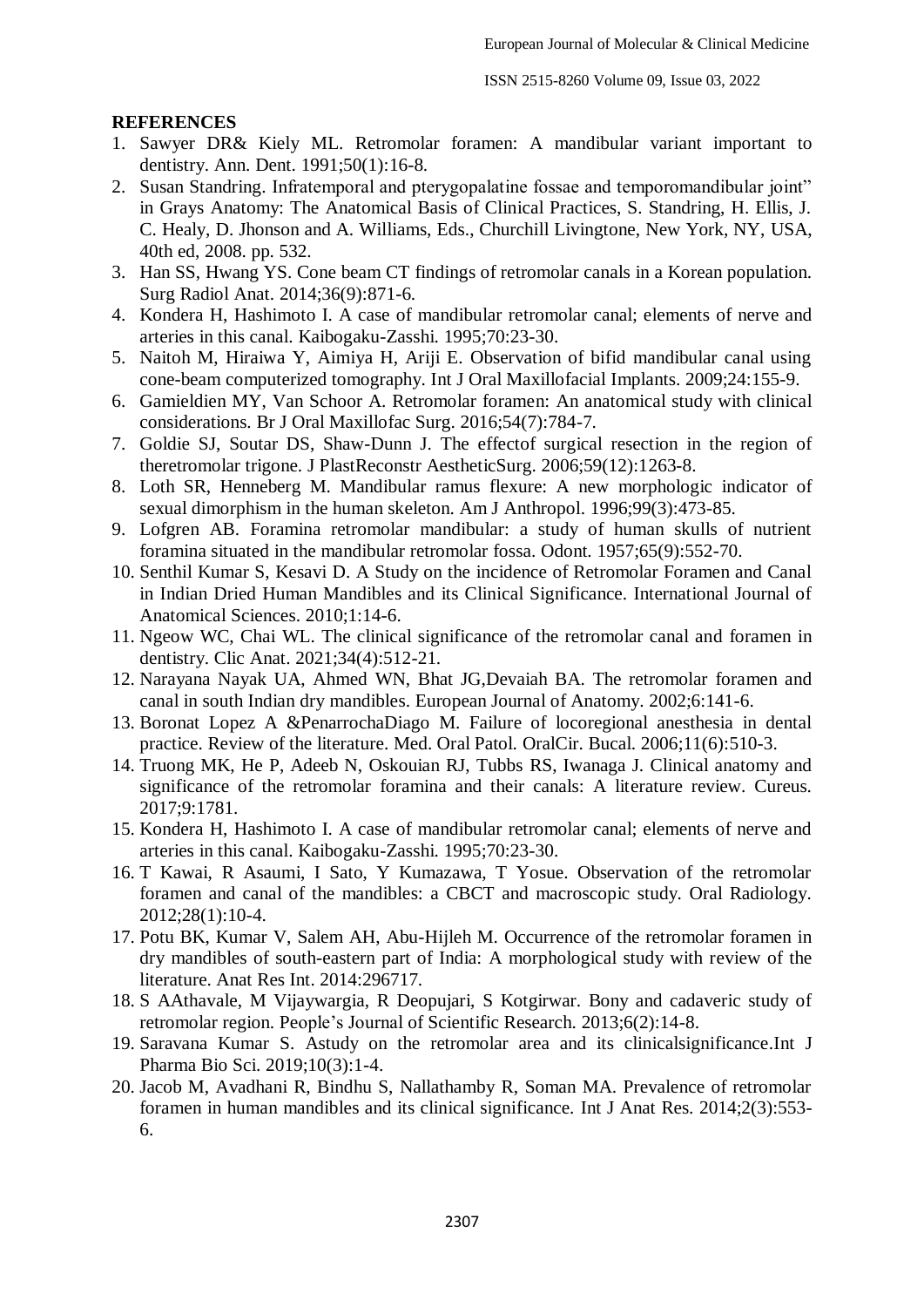**REFERENCES**

1. Sawyer DR& Kiely ML. Retromolar foramen: A mandibular variant important to dentistry. Ann. Dent. 1991;50(1):16-8.
2. Susan Standring. Infratemporal and pterygopalatine fossae and temporomandibular joint" in Grays Anatomy: The Anatomical Basis of Clinical Practices, S. Standring, H. Ellis, J. C. Healy, D. Jhonson and A. Williams, Eds., Churchill Livingtone, New York, NY, USA, 40th ed, 2008. pp. 532.
3. Han SS, Hwang YS. Cone beam CT findings of retromolar canals in a Korean population. Surg Radiol Anat. 2014;36(9):871-6.
4. Kondera H, Hashimoto I. A case of mandibular retromolar canal; elements of nerve and arteries in this canal. Kaibogaku-Zasshi. 1995;70:23-30.
5. Naitoh M, Hiraiwa Y, Aimiya H, Ariji E. Observation of bifid mandibular canal using cone-beam computerized tomography. Int J Oral Maxillofacial Implants. 2009;24:155-9.
6. Gamieldien MY, Van Schoor A. Retromolar foramen: An anatomical study with clinical considerations. Br J Oral Maxillofac Surg. 2016;54(7):784-7.
7. Goldie SJ, Soutar DS, Shaw-Dunn J. The effectof surgical resection in the region of theretromolar trigone. J PlastReconstr AestheticSurg. 2006;59(12):1263-8.
8. Loth SR, Henneberg M. Mandibular ramus flexure: A new morphologic indicator of sexual dimorphism in the human skeleton. Am J Anthropol. 1996;99(3):473-85.
9. Lofgren AB. Foramina retromolar mandibular: a study of human skulls of nutrient foramina situated in the mandibular retromolar fossa. Odont. 1957;65(9):552-70.
10. Senthil Kumar S, Kesavi D. A Study on the incidence of Retromolar Foramen and Canal in Indian Dried Human Mandibles and its Clinical Significance. International Journal of Anatomical Sciences. 2010;1:14-6.
11. Ngeow WC, Chai WL. The clinical significance of the retromolar canal and foramen in dentistry. Clic Anat. 2021;34(4):512-21.
12. Narayana Nayak UA, Ahmed WN, Bhat JG,Devaiah BA. The retromolar foramen and canal in south Indian dry mandibles. European Journal of Anatomy. 2002;6:141-6.
13. Boronat Lopez A &PenarrochaDiago M. Failure of locoregional anesthesia in dental practice. Review of the literature. Med. Oral Patol. OralCir. Bucal. 2006;11(6):510-3.
14. Truong MK, He P, Adeeb N, Oskouian RJ, Tubbs RS, Iwanaga J. Clinical anatomy and significance of the retromolar foramina and their canals: A literature review. Cureus. 2017;9:1781.
15. Kondera H, Hashimoto I. A case of mandibular retromolar canal; elements of nerve and arteries in this canal. Kaibogaku-Zasshi. 1995;70:23-30.
16. T Kawai, R Asaumi, I Sato, Y Kumazawa, T Yosue. Observation of the retromolar foramen and canal of the mandibles: a CBCT and macroscopic study. Oral Radiology. 2012;28(1):10-4.
17. Potu BK, Kumar V, Salem AH, Abu-Hijleh M. Occurrence of the retromolar foramen in dry mandibles of south-eastern part of India: A morphological study with review of the literature. Anat Res Int. 2014:296717.
18. S AAthavale, M Vijaywargia, R Deopujari, S Kotgirwar. Bony and cadaveric study of retromolar region. People's Journal of Scientific Research. 2013;6(2):14-8.
19. Saravana Kumar S. Astudy on the retromolar area and its clinicalsignificance.Int J Pharma Bio Sci. 2019;10(3):1-4.
20. Jacob M, Avadhani R, Bindhu S, Nallathamby R, Soman MA. Prevalence of retromolar foramen in human mandibles and its clinical significance. Int J Anat Res. 2014;2(3):553-6.